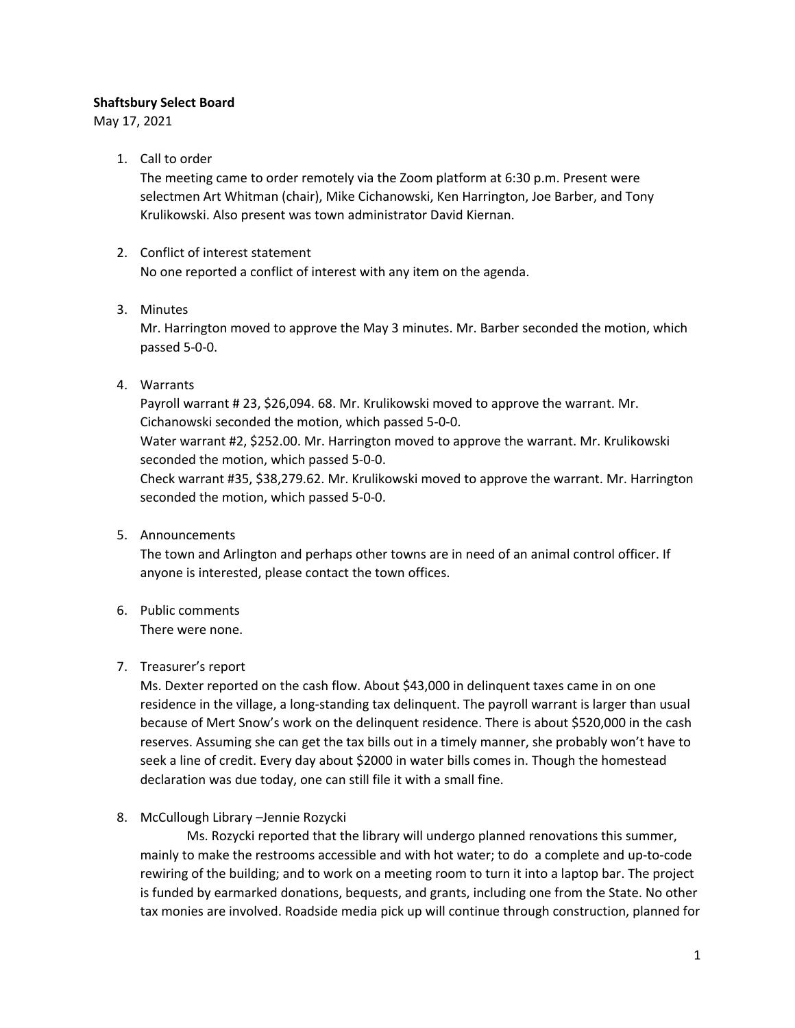**Shaftsbury Select Board**

May 17, 2021

1. Call to order

   The meeting came to order remotely via the Zoom platform at 6:30 p.m. Present were selectmen Art Whitman (chair), Mike Cichanowski, Ken Harrington, Joe Barber, and Tony Krulikowski. Also present was town administrator David Kiernan.

2. Conflict of interest statement

   No one reported a conflict of interest with any item on the agenda.

3. Minutes

   Mr. Harrington moved to approve the May 3 minutes. Mr. Barber seconded the motion, which passed 5-0-0.

4. Warrants

   Payroll warrant # 23, $26,094. 68. Mr. Krulikowski moved to approve the warrant. Mr. Cichanowski seconded the motion, which passed 5-0-0.

   Water warrant #2, $252.00. Mr. Harrington moved to approve the warrant. Mr. Krulikowski seconded the motion, which passed 5-0-0.

   Check warrant #35, $38,279.62. Mr. Krulikowski moved to approve the warrant. Mr. Harrington seconded the motion, which passed 5-0-0.

5. Announcements

   The town and Arlington and perhaps other towns are in need of an animal control officer. If anyone is interested, please contact the town offices.

6. Public comments

   There were none.

7. Treasurer's report

   Ms. Dexter reported on the cash flow. About $43,000 in delinquent taxes came in on one residence in the village, a long-standing tax delinquent. The payroll warrant is larger than usual because of Mert Snow's work on the delinquent residence. There is about $520,000 in the cash reserves. Assuming she can get the tax bills out in a timely manner, she probably won't have to seek a line of credit. Every day about $2000 in water bills comes in. Though the homestead declaration was due today, one can still file it with a small fine.

8. McCullough Library –Jennie Rozycki

   Ms. Rozycki reported that the library will undergo planned renovations this summer, mainly to make the restrooms accessible and with hot water; to do a complete and up-to-code rewiring of the building; and to work on a meeting room to turn it into a laptop bar. The project is funded by earmarked donations, bequests, and grants, including one from the State. No other tax monies are involved. Roadside media pick up will continue through construction, planned for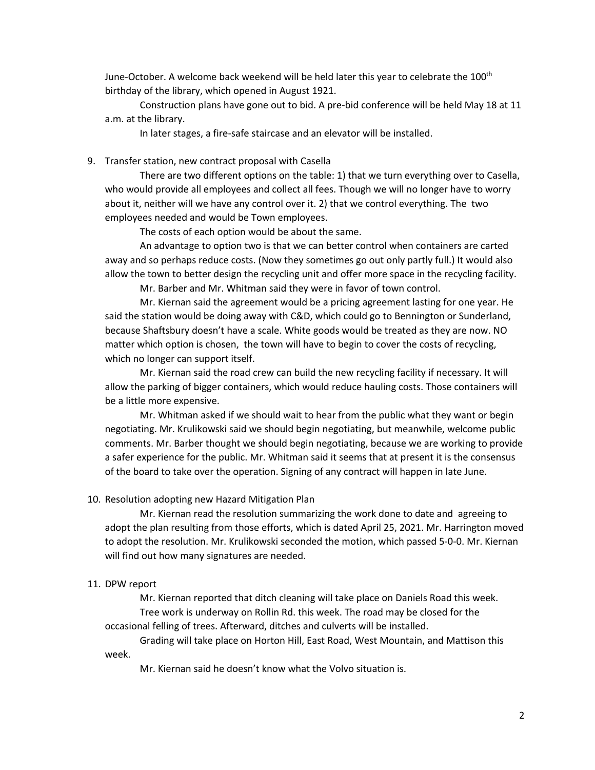June-October. A welcome back weekend will be held later this year to celebrate the 100th birthday of the library, which opened in August 1921.

Construction plans have gone out to bid. A pre-bid conference will be held May 18 at 11 a.m. at the library.

In later stages, a fire-safe staircase and an elevator will be installed.

9. Transfer station, new contract proposal with Casella

   There are two different options on the table: 1) that we turn everything over to Casella, who would provide all employees and collect all fees. Though we will no longer have to worry about it, neither will we have any control over it. 2) that we control everything. The two employees needed and would be Town employees.

   The costs of each option would be about the same.

   An advantage to option two is that we can better control when containers are carted away and so perhaps reduce costs. (Now they sometimes go out only partly full.) It would also allow the town to better design the recycling unit and offer more space in the recycling facility.

   Mr. Barber and Mr. Whitman said they were in favor of town control.

   Mr. Kiernan said the agreement would be a pricing agreement lasting for one year. He said the station would be doing away with C&D, which could go to Bennington or Sunderland, because Shaftsbury doesn't have a scale. White goods would be treated as they are now. NO matter which option is chosen, the town will have to begin to cover the costs of recycling, which no longer can support itself.

   Mr. Kiernan said the road crew can build the new recycling facility if necessary. It will allow the parking of bigger containers, which would reduce hauling costs. Those containers will be a little more expensive.

   Mr. Whitman asked if we should wait to hear from the public what they want or begin negotiating. Mr. Krulikowski said we should begin negotiating, but meanwhile, welcome public comments. Mr. Barber thought we should begin negotiating, because we are working to provide a safer experience for the public. Mr. Whitman said it seems that at present it is the consensus of the board to take over the operation. Signing of any contract will happen in late June.

10. Resolution adopting new Hazard Mitigation Plan

    Mr. Kiernan read the resolution summarizing the work done to date and agreeing to adopt the plan resulting from those efforts, which is dated April 25, 2021. Mr. Harrington moved to adopt the resolution. Mr. Krulikowski seconded the motion, which passed 5-0-0. Mr. Kiernan will find out how many signatures are needed.

11. DPW report

    Mr. Kiernan reported that ditch cleaning will take place on Daniels Road this week.

    Tree work is underway on Rollin Rd. this week. The road may be closed for the occasional felling of trees. Afterward, ditches and culverts will be installed.

    Grading will take place on Horton Hill, East Road, West Mountain, and Mattison this week.

    Mr. Kiernan said he doesn't know what the Volvo situation is.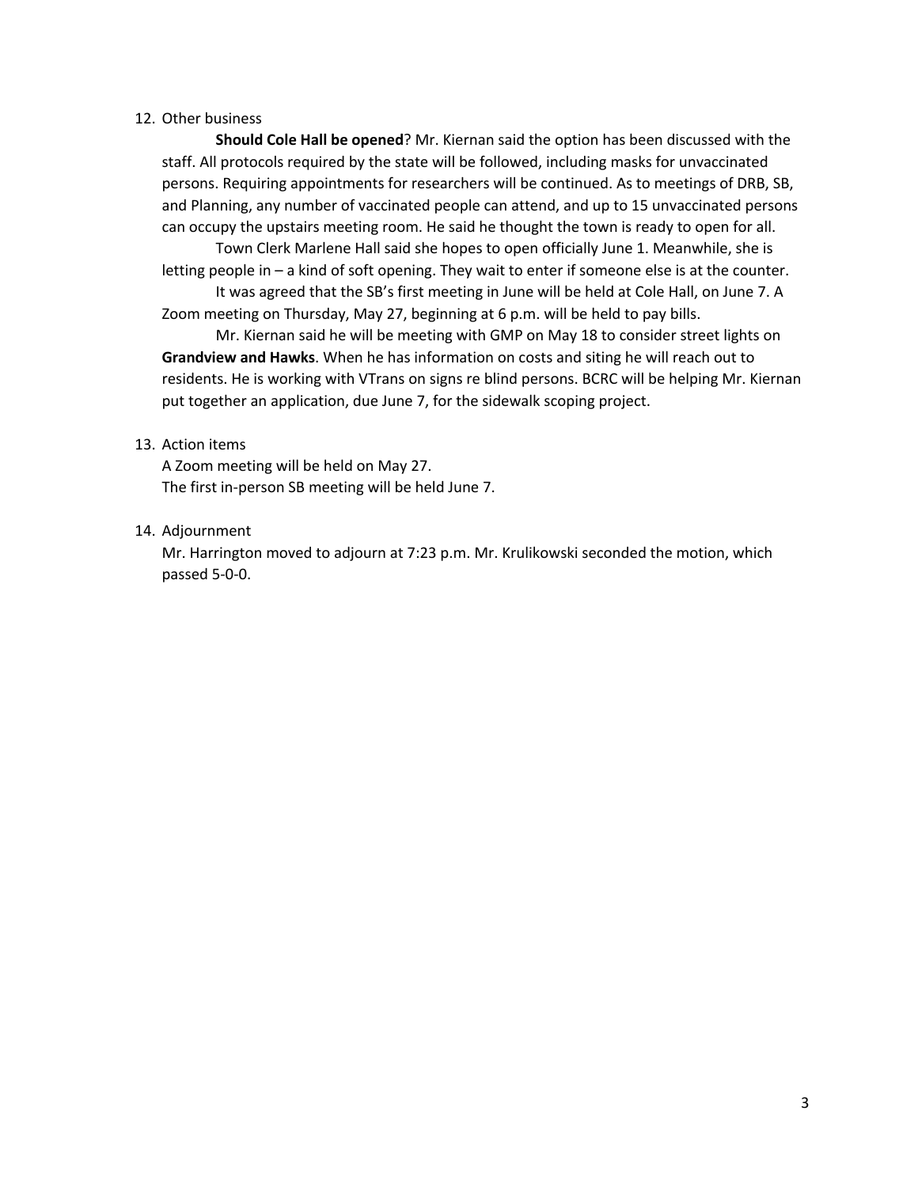12. Other business

    **Should Cole Hall be opened**? Mr. Kiernan said the option has been discussed with the staff. All protocols required by the state will be followed, including masks for unvaccinated persons. Requiring appointments for researchers will be continued. As to meetings of DRB, SB, and Planning, any number of vaccinated people can attend, and up to 15 unvaccinated persons can occupy the upstairs meeting room. He said he thought the town is ready to open for all.

    Town Clerk Marlene Hall said she hopes to open officially June 1. Meanwhile, she is letting people in – a kind of soft opening. They wait to enter if someone else is at the counter.

    It was agreed that the SB's first meeting in June will be held at Cole Hall, on June 7. A Zoom meeting on Thursday, May 27, beginning at 6 p.m. will be held to pay bills.

    Mr. Kiernan said he will be meeting with GMP on May 18 to consider street lights on **Grandview and Hawks**. When he has information on costs and siting he will reach out to residents. He is working with VTrans on signs re blind persons. BCRC will be helping Mr. Kiernan put together an application, due June 7, for the sidewalk scoping project.

13. Action items

    A Zoom meeting will be held on May 27.
    The first in-person SB meeting will be held June 7.

14. Adjournment

    Mr. Harrington moved to adjourn at 7:23 p.m. Mr. Krulikowski seconded the motion, which passed 5-0-0.